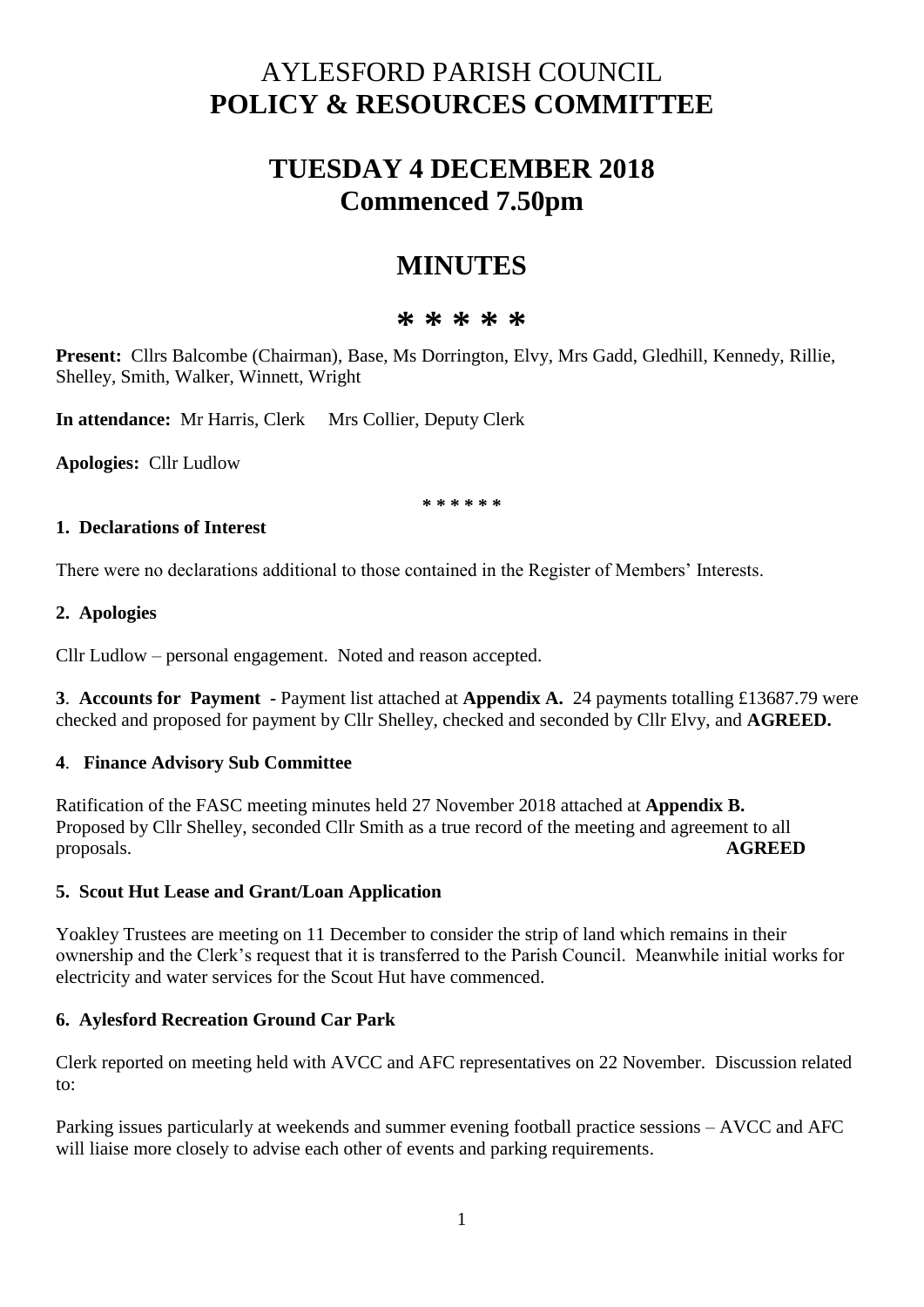# AYLESFORD PARISH COUNCIL
# POLICY & RESOURCES COMMITTEE

## TUESDAY 4 DECEMBER 2018
## Commenced 7.50pm

## MINUTES

**\* \* \* \* \***

**Present:** Cllrs Balcombe (Chairman), Base, Ms Dorrington, Elvy, Mrs Gadd, Gledhill, Kennedy, Rillie, Shelley, Smith, Walker, Winnett, Wright

**In attendance:** Mr Harris, Clerk Mrs Collier, Deputy Clerk

**Apologies:** Cllr Ludlow

\* \* \* \* \* \*

### 1. Declarations of Interest

There were no declarations additional to those contained in the Register of Members' Interests.

### 2. Apologies

Cllr Ludlow – personal engagement. Noted and reason accepted.

**3. Accounts for Payment -** Payment list attached at **Appendix A.** 24 payments totalling £13687.79 were checked and proposed for payment by Cllr Shelley, checked and seconded by Cllr Elvy, and **AGREED.**

### 4. Finance Advisory Sub Committee

Ratification of the FASC meeting minutes held 27 November 2018 attached at **Appendix B.** Proposed by Cllr Shelley, seconded Cllr Smith as a true record of the meeting and agreement to all proposals. **AGREED**

### 5. Scout Hut Lease and Grant/Loan Application

Yoakley Trustees are meeting on 11 December to consider the strip of land which remains in their ownership and the Clerk's request that it is transferred to the Parish Council. Meanwhile initial works for electricity and water services for the Scout Hut have commenced.

### 6. Aylesford Recreation Ground Car Park

Clerk reported on meeting held with AVCC and AFC representatives on 22 November. Discussion related to:

Parking issues particularly at weekends and summer evening football practice sessions – AVCC and AFC will liaise more closely to advise each other of events and parking requirements.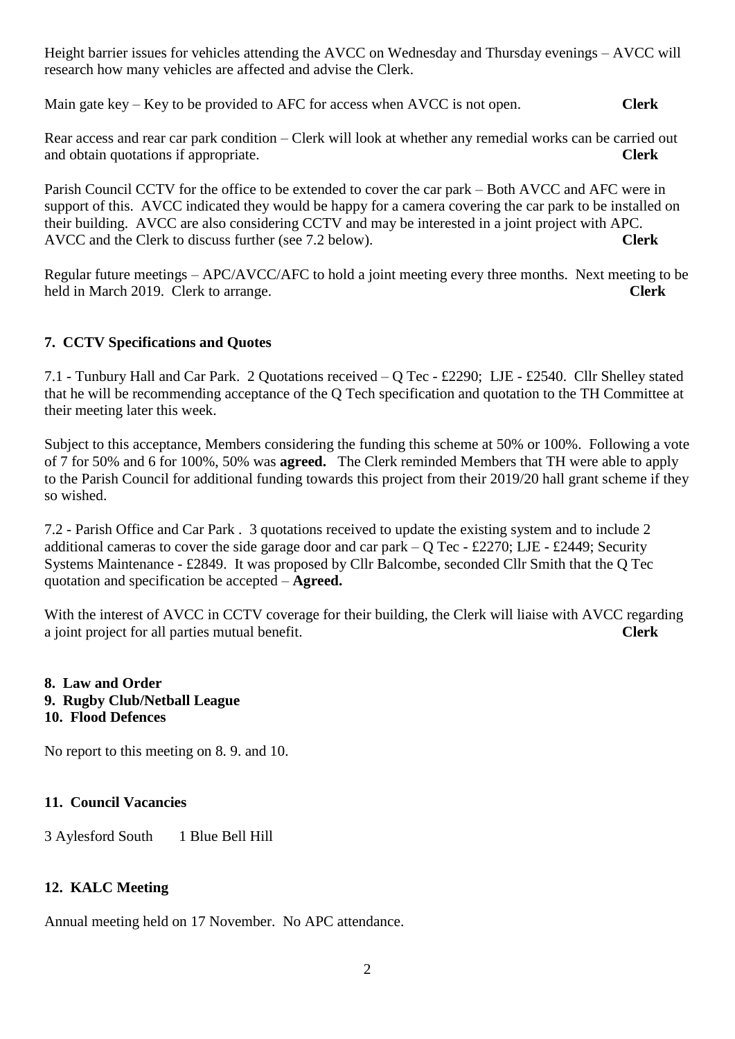Height barrier issues for vehicles attending the AVCC on Wednesday and Thursday evenings – AVCC will research how many vehicles are affected and advise the Clerk.

Main gate key – Key to be provided to AFC for access when AVCC is not open. **Clerk**

Rear access and rear car park condition – Clerk will look at whether any remedial works can be carried out and obtain quotations if appropriate. **Clerk**

Parish Council CCTV for the office to be extended to cover the car park – Both AVCC and AFC were in support of this. AVCC indicated they would be happy for a camera covering the car park to be installed on their building. AVCC are also considering CCTV and may be interested in a joint project with APC. AVCC and the Clerk to discuss further (see 7.2 below). **Clerk**

Regular future meetings – APC/AVCC/AFC to hold a joint meeting every three months. Next meeting to be held in March 2019. Clerk to arrange. **Clerk**

### 7. CCTV Specifications and Quotes

7.1 - Tunbury Hall and Car Park. 2 Quotations received – Q Tec - £2290; LJE - £2540. Cllr Shelley stated that he will be recommending acceptance of the Q Tech specification and quotation to the TH Committee at their meeting later this week.

Subject to this acceptance, Members considering the funding this scheme at 50% or 100%. Following a vote of 7 for 50% and 6 for 100%, 50% was **agreed.** The Clerk reminded Members that TH were able to apply to the Parish Council for additional funding towards this project from their 2019/20 hall grant scheme if they so wished.

7.2 - Parish Office and Car Park . 3 quotations received to update the existing system and to include 2 additional cameras to cover the side garage door and car park – Q Tec - £2270; LJE - £2449; Security Systems Maintenance - £2849. It was proposed by Cllr Balcombe, seconded Cllr Smith that the Q Tec quotation and specification be accepted – **Agreed.**

With the interest of AVCC in CCTV coverage for their building, the Clerk will liaise with AVCC regarding a joint project for all parties mutual benefit. **Clerk**

### 8. Law and Order
### 9. Rugby Club/Netball League
### 10. Flood Defences

No report to this meeting on 8. 9. and 10.

### 11. Council Vacancies

3 Aylesford South 1 Blue Bell Hill

### 12. KALC Meeting

Annual meeting held on 17 November. No APC attendance.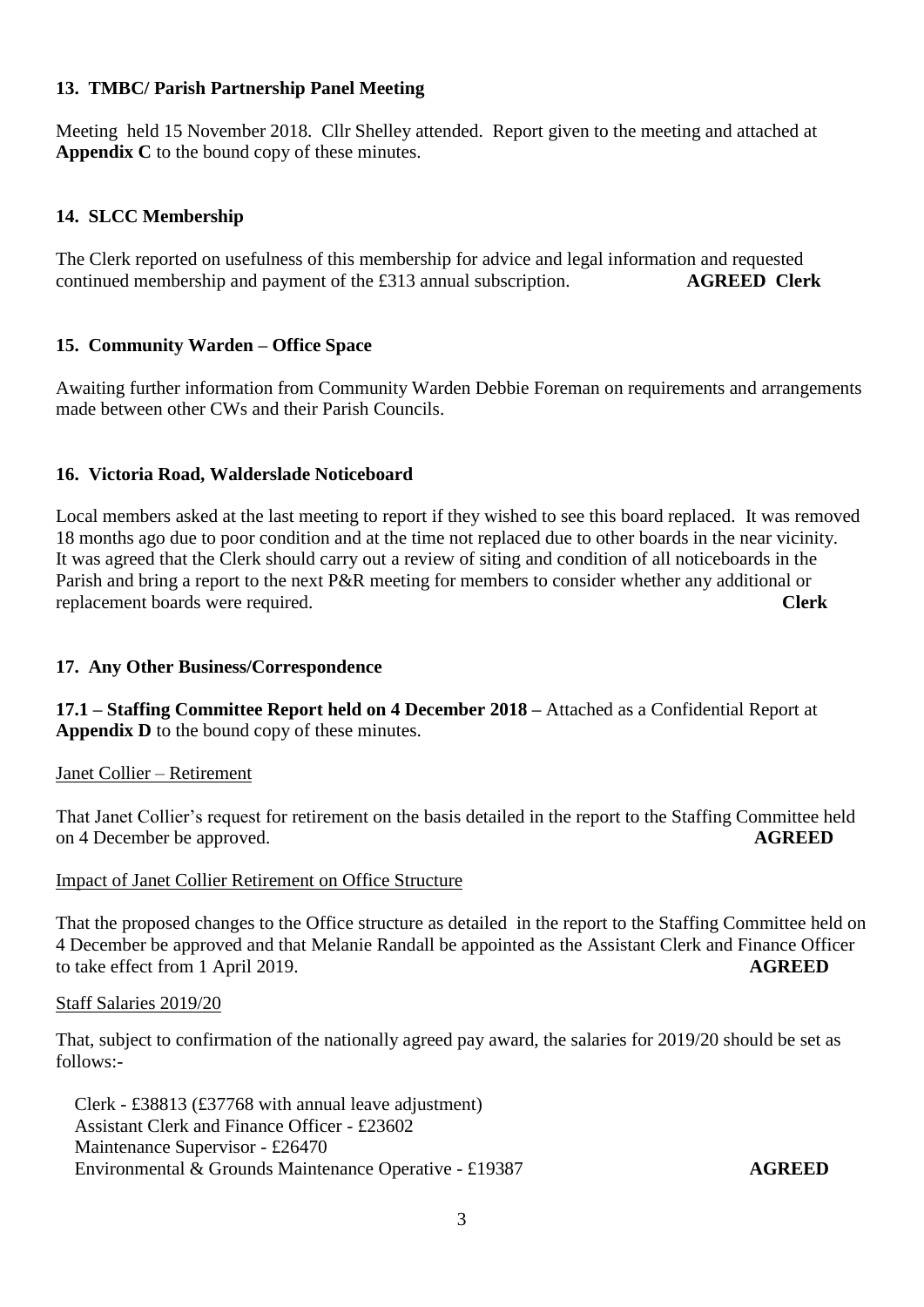### 13. TMBC/ Parish Partnership Panel Meeting

Meeting held 15 November 2018. Cllr Shelley attended. Report given to the meeting and attached at **Appendix C** to the bound copy of these minutes.

### 14. SLCC Membership

The Clerk reported on usefulness of this membership for advice and legal information and requested continued membership and payment of the £313 annual subscription. **AGREED Clerk**

### 15. Community Warden – Office Space

Awaiting further information from Community Warden Debbie Foreman on requirements and arrangements made between other CWs and their Parish Councils.

### 16. Victoria Road, Walderslade Noticeboard

Local members asked at the last meeting to report if they wished to see this board replaced. It was removed 18 months ago due to poor condition and at the time not replaced due to other boards in the near vicinity. It was agreed that the Clerk should carry out a review of siting and condition of all noticeboards in the Parish and bring a report to the next P&R meeting for members to consider whether any additional or replacement boards were required. **Clerk**

### 17. Any Other Business/Correspondence

**17.1 – Staffing Committee Report held on 4 December 2018 –** Attached as a Confidential Report at **Appendix D** to the bound copy of these minutes.

Janet Collier – Retirement

That Janet Collier's request for retirement on the basis detailed in the report to the Staffing Committee held on 4 December be approved. **AGREED**

Impact of Janet Collier Retirement on Office Structure

That the proposed changes to the Office structure as detailed in the report to the Staffing Committee held on 4 December be approved and that Melanie Randall be appointed as the Assistant Clerk and Finance Officer to take effect from 1 April 2019. **AGREED**

Staff Salaries 2019/20

That, subject to confirmation of the nationally agreed pay award, the salaries for 2019/20 should be set as follows:-

Clerk - £38813 (£37768 with annual leave adjustment)
Assistant Clerk and Finance Officer - £23602
Maintenance Supervisor - £26470
Environmental & Grounds Maintenance Operative - £19387 **AGREED**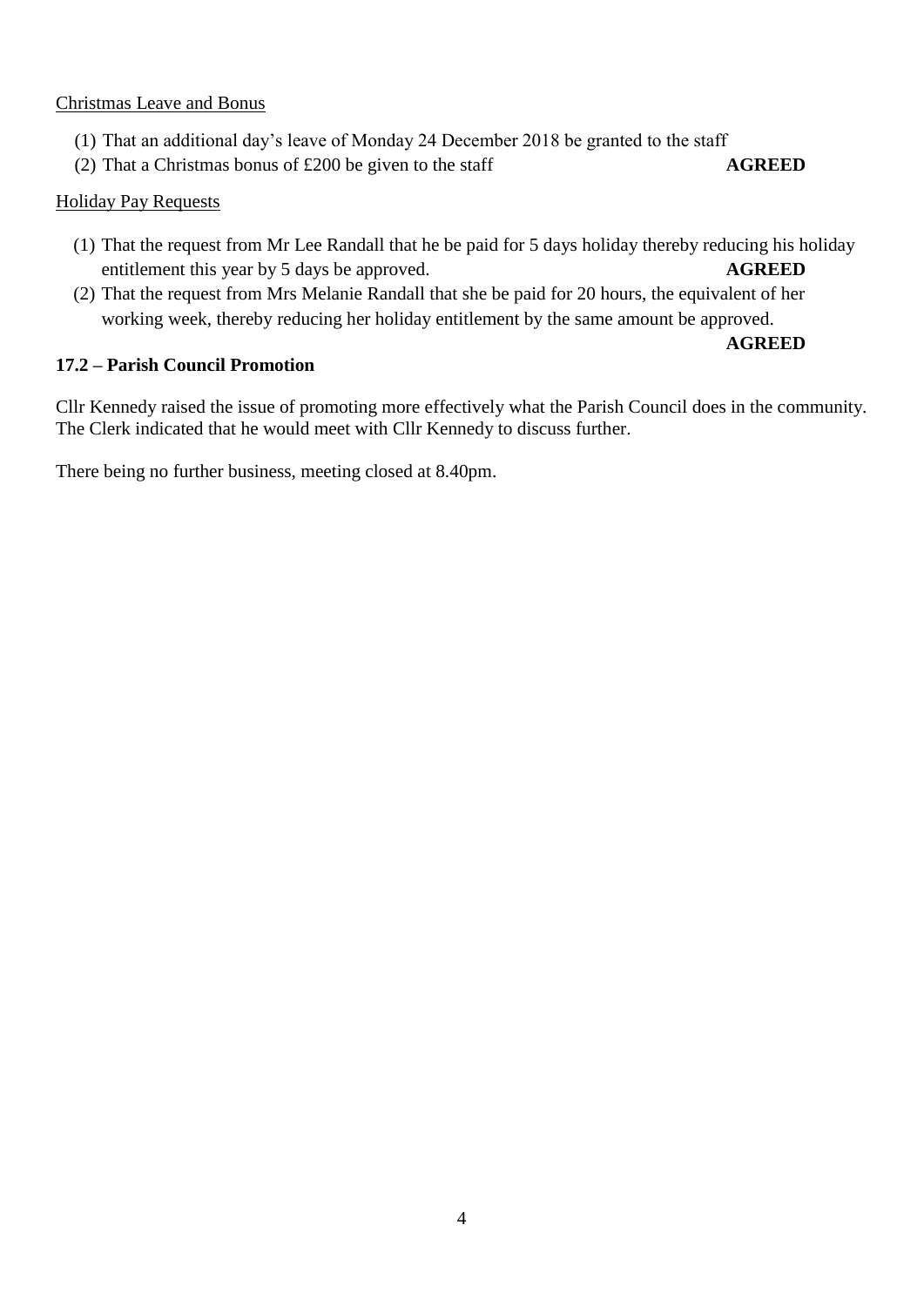Christmas Leave and Bonus

(1) That an additional day's leave of Monday 24 December 2018 be granted to the staff
(2) That a Christmas bonus of £200 be given to the staff **AGREED**

Holiday Pay Requests

(1) That the request from Mr Lee Randall that he be paid for 5 days holiday thereby reducing his holiday entitlement this year by 5 days be approved. **AGREED**
(2) That the request from Mrs Melanie Randall that she be paid for 20 hours, the equivalent of her working week, thereby reducing her holiday entitlement by the same amount be approved. **AGREED**

**17.2 – Parish Council Promotion**

Cllr Kennedy raised the issue of promoting more effectively what the Parish Council does in the community. The Clerk indicated that he would meet with Cllr Kennedy to discuss further.

There being no further business, meeting closed at 8.40pm.